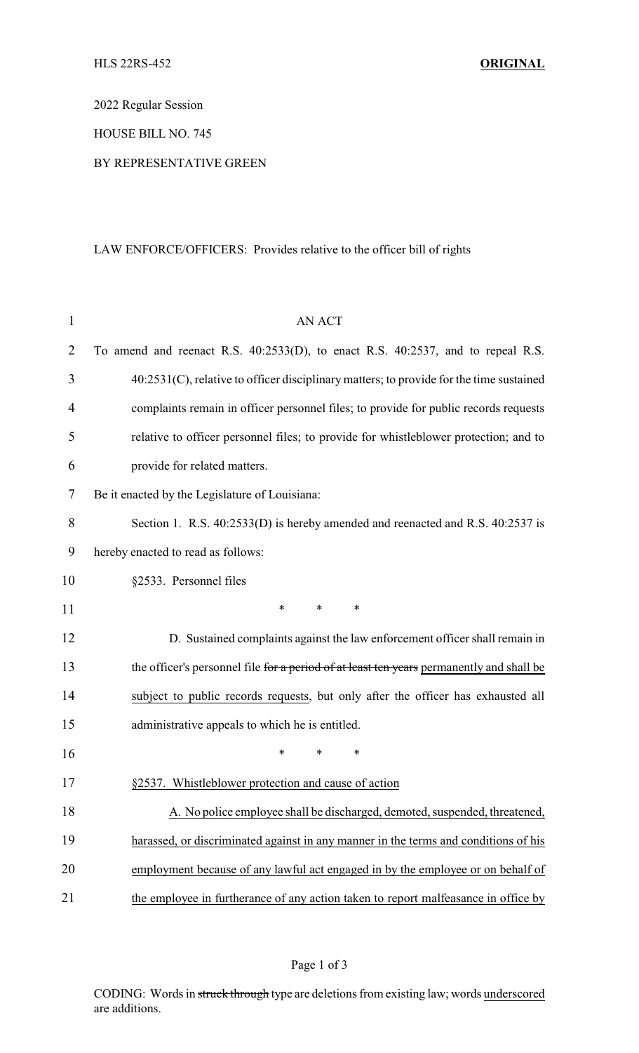HLS 22RS-452 **ORIGINAL**

2022 Regular Session

HOUSE BILL NO. 745

BY REPRESENTATIVE GREEN

LAW ENFORCE/OFFICERS: Provides relative to the officer bill of rights

AN ACT

To amend and reenact R.S. 40:2533(D), to enact R.S. 40:2537, and to repeal R.S. 40:2531(C), relative to officer disciplinary matters; to provide for the time sustained complaints remain in officer personnel files; to provide for public records requests relative to officer personnel files; to provide for whistleblower protection; and to provide for related matters.

Be it enacted by the Legislature of Louisiana:

Section 1. R.S. 40:2533(D) is hereby amended and reenacted and R.S. 40:2537 is hereby enacted to read as follows:

§2533. Personnel files

\* \* \*

D. Sustained complaints against the law enforcement officer shall remain in the officer's personnel file ~~for a period of at least ten years~~ <u>permanently and shall be subject to public records requests</u>, but only after the officer has exhausted all administrative appeals to which he is entitled.

\* \* \*

<u>§2537. Whistleblower protection and cause of action</u>

<u>A. No police employee shall be discharged, demoted, suspended, threatened, harassed, or discriminated against in any manner in the terms and conditions of his employment because of any lawful act engaged in by the employee or on behalf of the employee in furtherance of any action taken to report malfeasance in office by</u>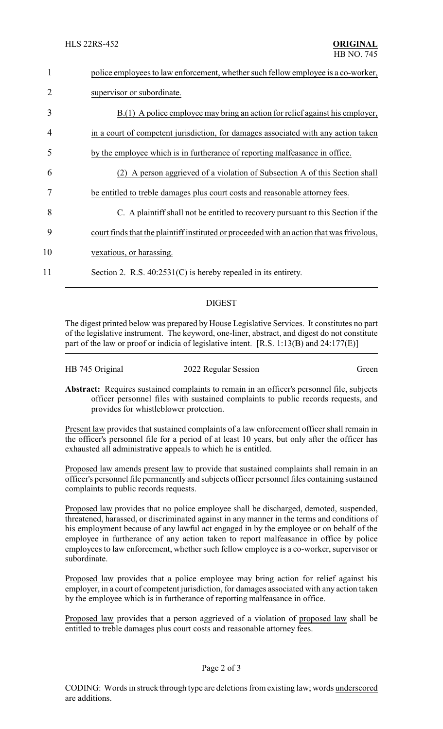police employees to law enforcement, whether such fellow employee is a co-worker, supervisor or subordinate.

B.(1) A police employee may bring an action for relief against his employer, in a court of competent jurisdiction, for damages associated with any action taken by the employee which is in furtherance of reporting malfeasance in office.

(2) A person aggrieved of a violation of Subsection A of this Section shall be entitled to treble damages plus court costs and reasonable attorney fees.

C. A plaintiff shall not be entitled to recovery pursuant to this Section if the court finds that the plaintiff instituted or proceeded with an action that was frivolous, vexatious, or harassing.

Section 2. R.S. 40:2531(C) is hereby repealed in its entirety.

## DIGEST

The digest printed below was prepared by House Legislative Services. It constitutes no part of the legislative instrument. The keyword, one-liner, abstract, and digest do not constitute part of the law or proof or indicia of legislative intent. [R.S. 1:13(B) and 24:177(E)]

HB 745 Original | 2022 Regular Session | Green

**Abstract:** Requires sustained complaints to remain in an officer's personnel file, subjects officer personnel files with sustained complaints to public records requests, and provides for whistleblower protection.

Present law provides that sustained complaints of a law enforcement officer shall remain in the officer's personnel file for a period of at least 10 years, but only after the officer has exhausted all administrative appeals to which he is entitled.

Proposed law amends present law to provide that sustained complaints shall remain in an officer's personnel file permanently and subjects officer personnel files containing sustained complaints to public records requests.

Proposed law provides that no police employee shall be discharged, demoted, suspended, threatened, harassed, or discriminated against in any manner in the terms and conditions of his employment because of any lawful act engaged in by the employee or on behalf of the employee in furtherance of any action taken to report malfeasance in office by police employees to law enforcement, whether such fellow employee is a co-worker, supervisor or subordinate.

Proposed law provides that a police employee may bring action for relief against his employer, in a court of competent jurisdiction, for damages associated with any action taken by the employee which is in furtherance of reporting malfeasance in office.

Proposed law provides that a person aggrieved of a violation of proposed law shall be entitled to treble damages plus court costs and reasonable attorney fees.

CODING: Words in ~~struck through~~ type are deletions from existing law; words underscored are additions.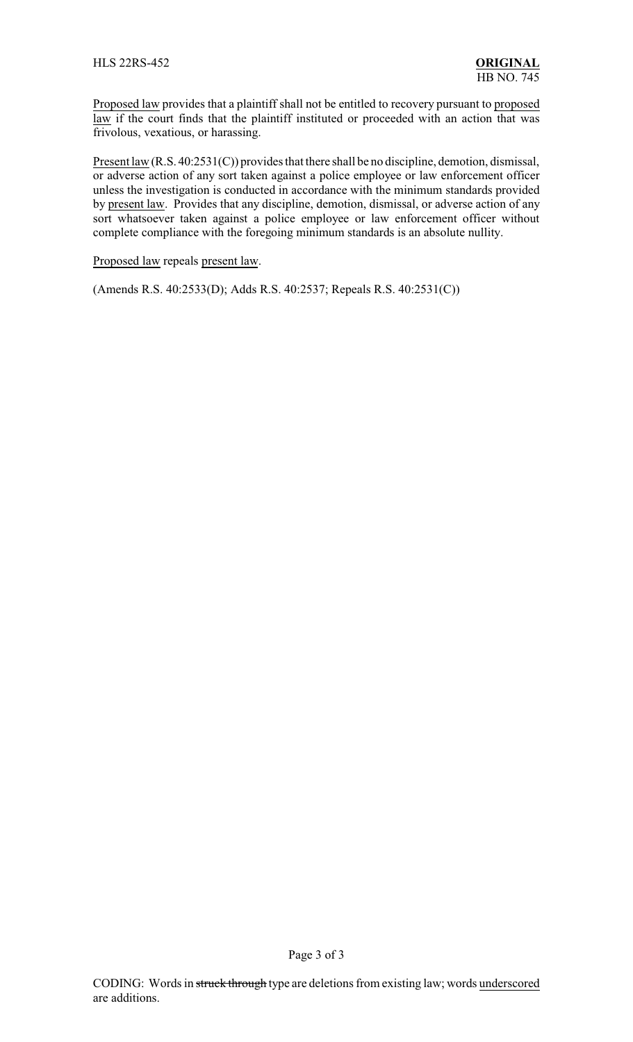Proposed law provides that a plaintiff shall not be entitled to recovery pursuant to proposed law if the court finds that the plaintiff instituted or proceeded with an action that was frivolous, vexatious, or harassing.

Present law (R.S. 40:2531(C)) provides that there shall be no discipline, demotion, dismissal, or adverse action of any sort taken against a police employee or law enforcement officer unless the investigation is conducted in accordance with the minimum standards provided by present law. Provides that any discipline, demotion, dismissal, or adverse action of any sort whatsoever taken against a police employee or law enforcement officer without complete compliance with the foregoing minimum standards is an absolute nullity.

Proposed law repeals present law.

(Amends R.S. 40:2533(D); Adds R.S. 40:2537; Repeals R.S. 40:2531(C))